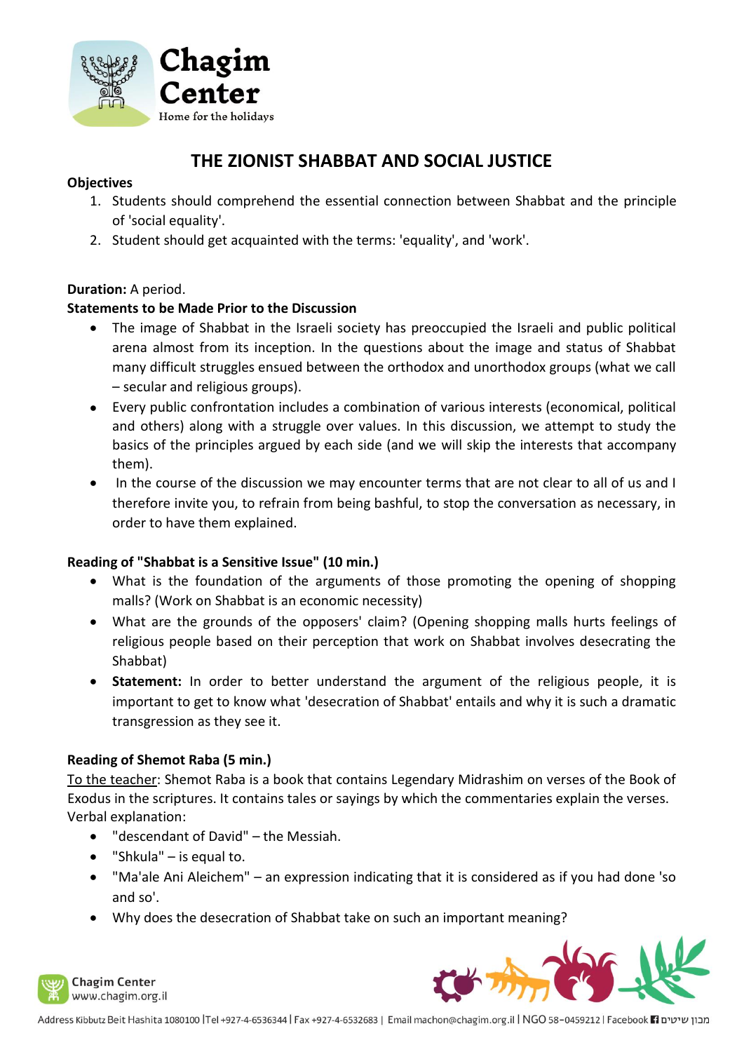# THE ZIONIST SHABBAT AND SOCIAL JUSTICE

**Objectives**

1. Students should comprehend the essential connection between Shabbat and the principle of 'social equality'.
2. Student should get acquainted with the terms: 'equality', and 'work'.

**Duration:** A period.

**Statements to be Made Prior to the Discussion**

- The image of Shabbat in the Israeli society has preoccupied the Israeli and public political arena almost from its inception. In the questions about the image and status of Shabbat many difficult struggles ensued between the orthodox and unorthodox groups (what we call – secular and religious groups).
- Every public confrontation includes a combination of various interests (economical, political and others) along with a struggle over values. In this discussion, we attempt to study the basics of the principles argued by each side (and we will skip the interests that accompany them).
- In the course of the discussion we may encounter terms that are not clear to all of us and I therefore invite you, to refrain from being bashful, to stop the conversation as necessary, in order to have them explained.

**Reading of "Shabbat is a Sensitive Issue" (10 min.)**

- What is the foundation of the arguments of those promoting the opening of shopping malls? (Work on Shabbat is an economic necessity)
- What are the grounds of the opposers' claim? (Opening shopping malls hurts feelings of religious people based on their perception that work on Shabbat involves desecrating the Shabbat)
- **Statement:** In order to better understand the argument of the religious people, it is important to get to know what 'desecration of Shabbat' entails and why it is such a dramatic transgression as they see it.

**Reading of Shemot Raba (5 min.)**

To the teacher: Shemot Raba is a book that contains Legendary Midrashim on verses of the Book of Exodus in the scriptures. It contains tales or sayings by which the commentaries explain the verses.
Verbal explanation:

- "descendant of David" – the Messiah.
- "Shkula" – is equal to.
- "Ma'ale Ani Aleichem" – an expression indicating that it is considered as if you had done 'so and so'.
- Why does the desecration of Shabbat take on such an important meaning?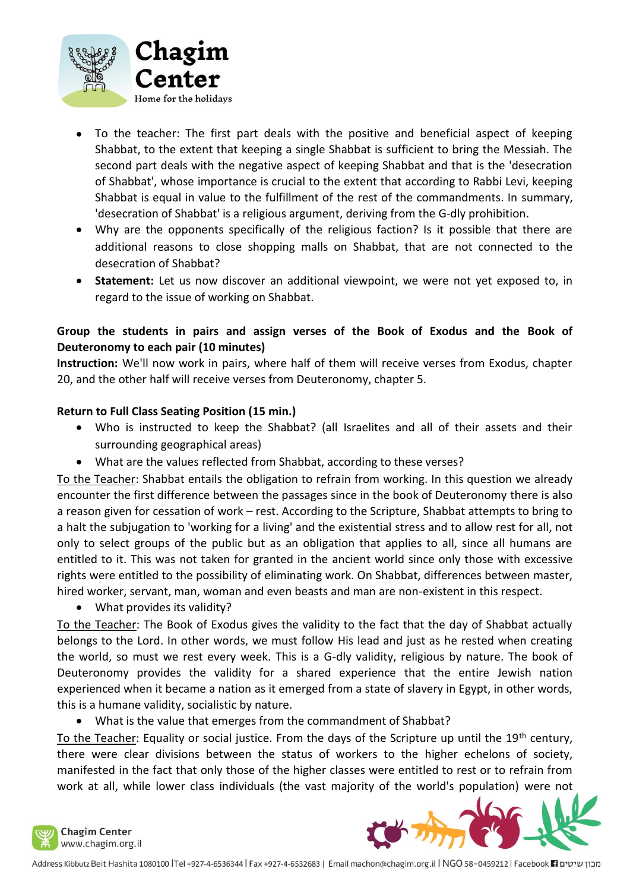- To the teacher: The first part deals with the positive and beneficial aspect of keeping Shabbat, to the extent that keeping a single Shabbat is sufficient to bring the Messiah. The second part deals with the negative aspect of keeping Shabbat and that is the 'desecration of Shabbat', whose importance is crucial to the extent that according to Rabbi Levi, keeping Shabbat is equal in value to the fulfillment of the rest of the commandments. In summary, 'desecration of Shabbat' is a religious argument, deriving from the G-dly prohibition.
- Why are the opponents specifically of the religious faction? Is it possible that there are additional reasons to close shopping malls on Shabbat, that are not connected to the desecration of Shabbat?
- **Statement:** Let us now discover an additional viewpoint, we were not yet exposed to, in regard to the issue of working on Shabbat.

**Group the students in pairs and assign verses of the Book of Exodus and the Book of Deuteronomy to each pair (10 minutes)**

**Instruction:** We'll now work in pairs, where half of them will receive verses from Exodus, chapter 20, and the other half will receive verses from Deuteronomy, chapter 5.

**Return to Full Class Seating Position (15 min.)**

- Who is instructed to keep the Shabbat? (all Israelites and all of their assets and their surrounding geographical areas)
- What are the values reflected from Shabbat, according to these verses?

To the Teacher: Shabbat entails the obligation to refrain from working. In this question we already encounter the first difference between the passages since in the book of Deuteronomy there is also a reason given for cessation of work – rest. According to the Scripture, Shabbat attempts to bring to a halt the subjugation to 'working for a living' and the existential stress and to allow rest for all, not only to select groups of the public but as an obligation that applies to all, since all humans are entitled to it. This was not taken for granted in the ancient world since only those with excessive rights were entitled to the possibility of eliminating work. On Shabbat, differences between master, hired worker, servant, man, woman and even beasts and man are non-existent in this respect.

- What provides its validity?

To the Teacher: The Book of Exodus gives the validity to the fact that the day of Shabbat actually belongs to the Lord. In other words, we must follow His lead and just as he rested when creating the world, so must we rest every week. This is a G-dly validity, religious by nature. The book of Deuteronomy provides the validity for a shared experience that the entire Jewish nation experienced when it became a nation as it emerged from a state of slavery in Egypt, in other words, this is a humane validity, socialistic by nature.

- What is the value that emerges from the commandment of Shabbat?

To the Teacher: Equality or social justice. From the days of the Scripture up until the 19th century, there were clear divisions between the status of workers to the higher echelons of society, manifested in the fact that only those of the higher classes were entitled to rest or to refrain from work at all, while lower class individuals (the vast majority of the world's population) were not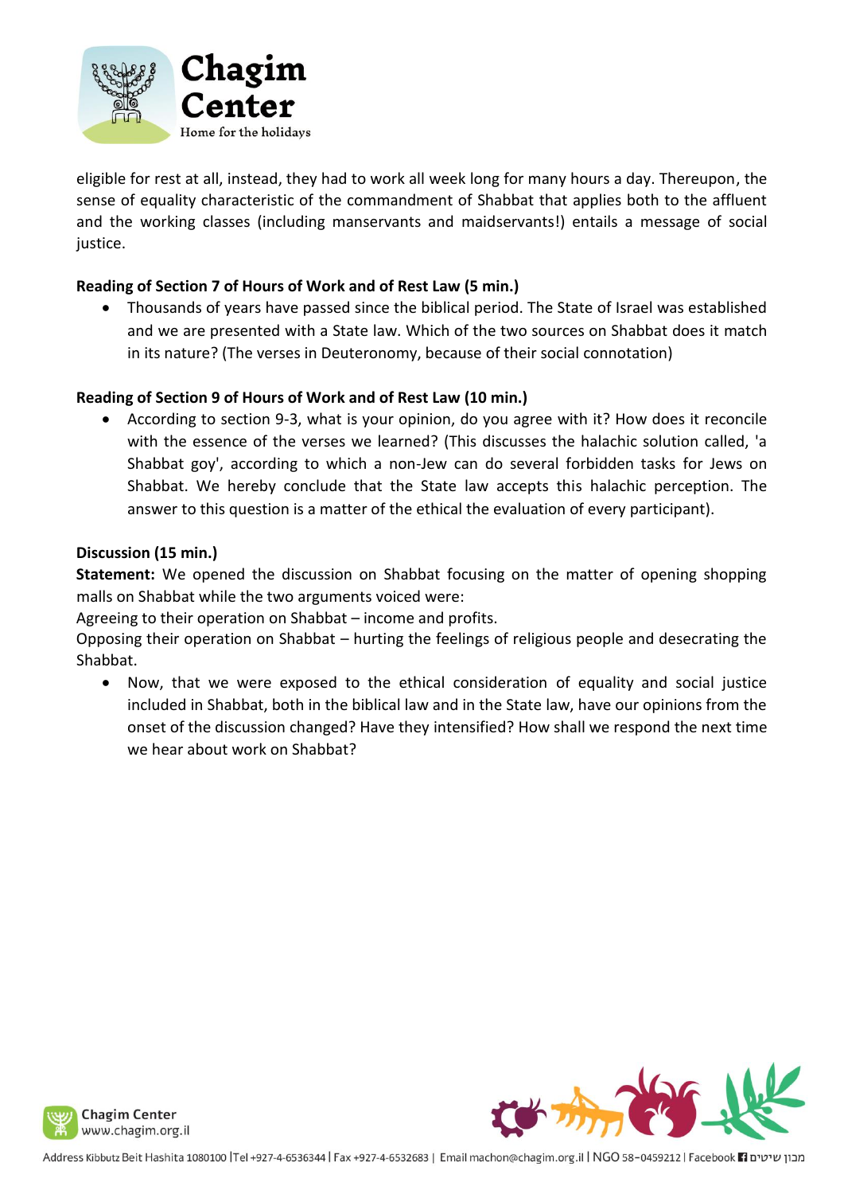eligible for rest at all, instead, they had to work all week long for many hours a day. Thereupon, the sense of equality characteristic of the commandment of Shabbat that applies both to the affluent and the working classes (including manservants and maidservants!) entails a message of social justice.

**Reading of Section 7 of Hours of Work and of Rest Law (5 min.)**

- Thousands of years have passed since the biblical period. The State of Israel was established and we are presented with a State law. Which of the two sources on Shabbat does it match in its nature? (The verses in Deuteronomy, because of their social connotation)

**Reading of Section 9 of Hours of Work and of Rest Law (10 min.)**

- According to section 9-3, what is your opinion, do you agree with it? How does it reconcile with the essence of the verses we learned? (This discusses the halachic solution called, 'a Shabbat goy', according to which a non-Jew can do several forbidden tasks for Jews on Shabbat. We hereby conclude that the State law accepts this halachic perception. The answer to this question is a matter of the ethical the evaluation of every participant).

**Discussion (15 min.)**

**Statement:** We opened the discussion on Shabbat focusing on the matter of opening shopping malls on Shabbat while the two arguments voiced were:

Agreeing to their operation on Shabbat – income and profits.

Opposing their operation on Shabbat – hurting the feelings of religious people and desecrating the Shabbat.

- Now, that we were exposed to the ethical consideration of equality and social justice included in Shabbat, both in the biblical law and in the State law, have our opinions from the onset of the discussion changed? Have they intensified? How shall we respond the next time we hear about work on Shabbat?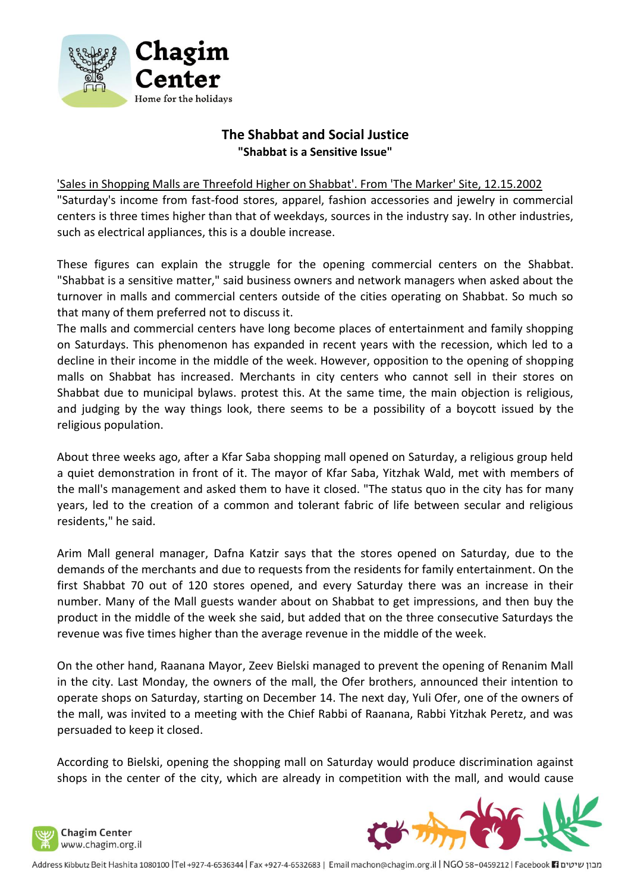## The Shabbat and Social Justice

### "Shabbat is a Sensitive Issue"

'Sales in Shopping Malls are Threefold Higher on Shabbat'. From 'The Marker' Site, 12.15.2002

"Saturday's income from fast-food stores, apparel, fashion accessories and jewelry in commercial centers is three times higher than that of weekdays, sources in the industry say. In other industries, such as electrical appliances, this is a double increase.

These figures can explain the struggle for the opening commercial centers on the Shabbat. "Shabbat is a sensitive matter," said business owners and network managers when asked about the turnover in malls and commercial centers outside of the cities operating on Shabbat. So much so that many of them preferred not to discuss it.

The malls and commercial centers have long become places of entertainment and family shopping on Saturdays. This phenomenon has expanded in recent years with the recession, which led to a decline in their income in the middle of the week. However, opposition to the opening of shopping malls on Shabbat has increased. Merchants in city centers who cannot sell in their stores on Shabbat due to municipal bylaws. protest this. At the same time, the main objection is religious, and judging by the way things look, there seems to be a possibility of a boycott issued by the religious population.

About three weeks ago, after a Kfar Saba shopping mall opened on Saturday, a religious group held a quiet demonstration in front of it. The mayor of Kfar Saba, Yitzhak Wald, met with members of the mall's management and asked them to have it closed. "The status quo in the city has for many years, led to the creation of a common and tolerant fabric of life between secular and religious residents," he said.

Arim Mall general manager, Dafna Katzir says that the stores opened on Saturday, due to the demands of the merchants and due to requests from the residents for family entertainment. On the first Shabbat 70 out of 120 stores opened, and every Saturday there was an increase in their number. Many of the Mall guests wander about on Shabbat to get impressions, and then buy the product in the middle of the week she said, but added that on the three consecutive Saturdays the revenue was five times higher than the average revenue in the middle of the week.

On the other hand, Raanana Mayor, Zeev Bielski managed to prevent the opening of Renanim Mall in the city. Last Monday, the owners of the mall, the Ofer brothers, announced their intention to operate shops on Saturday, starting on December 14. The next day, Yuli Ofer, one of the owners of the mall, was invited to a meeting with the Chief Rabbi of Raanana, Rabbi Yitzhak Peretz, and was persuaded to keep it closed.

According to Bielski, opening the shopping mall on Saturday would produce discrimination against shops in the center of the city, which are already in competition with the mall, and would cause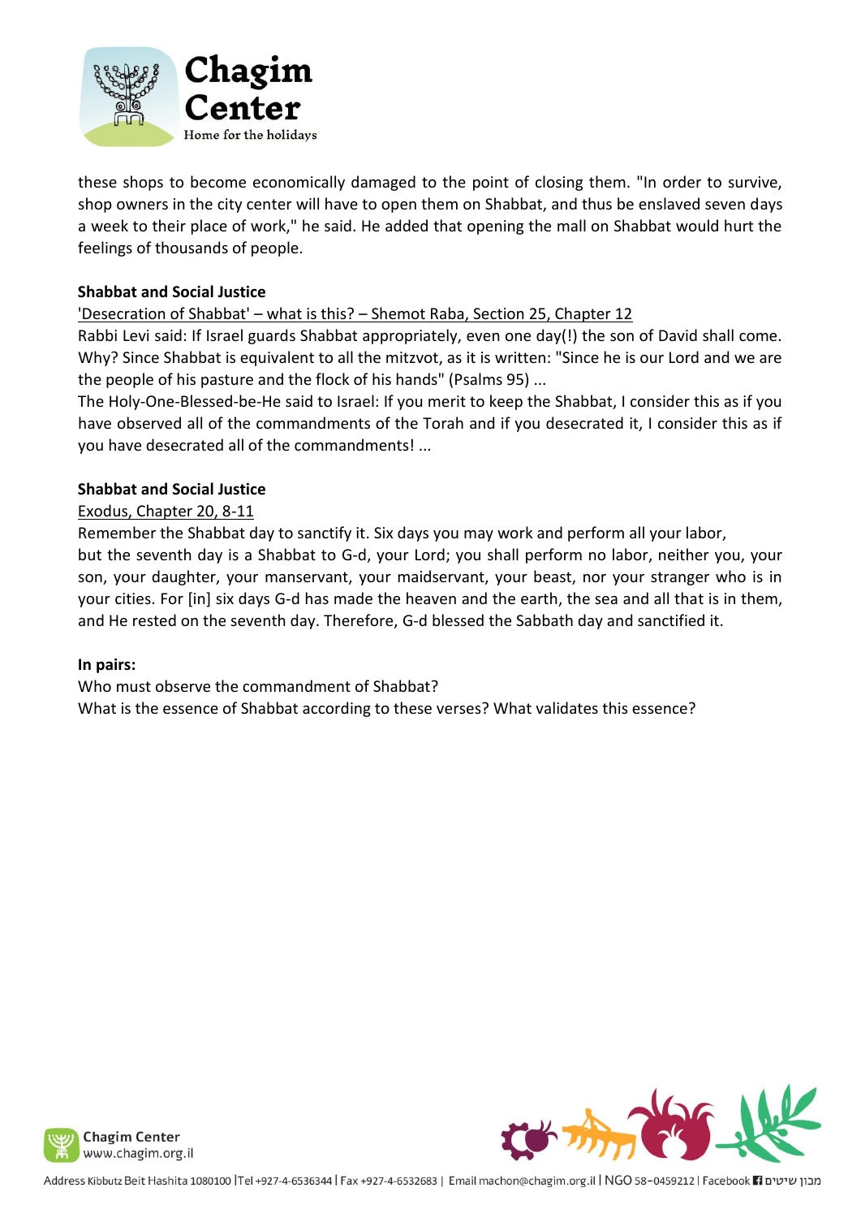these shops to become economically damaged to the point of closing them. "In order to survive, shop owners in the city center will have to open them on Shabbat, and thus be enslaved seven days a week to their place of work," he said. He added that opening the mall on Shabbat would hurt the feelings of thousands of people.

**Shabbat and Social Justice**

'Desecration of Shabbat' – what is this? – Shemot Raba, Section 25, Chapter 12

Rabbi Levi said: If Israel guards Shabbat appropriately, even one day(!) the son of David shall come. Why? Since Shabbat is equivalent to all the mitzvot, as it is written: "Since he is our Lord and we are the people of his pasture and the flock of his hands" (Psalms 95) ...

The Holy-One-Blessed-be-He said to Israel: If you merit to keep the Shabbat, I consider this as if you have observed all of the commandments of the Torah and if you desecrated it, I consider this as if you have desecrated all of the commandments! ...

**Shabbat and Social Justice**

Exodus, Chapter 20, 8-11

Remember the Shabbat day to sanctify it. Six days you may work and perform all your labor, but the seventh day is a Shabbat to G-d, your Lord; you shall perform no labor, neither you, your son, your daughter, your manservant, your maidservant, your beast, nor your stranger who is in your cities. For [in] six days G-d has made the heaven and the earth, the sea and all that is in them, and He rested on the seventh day. Therefore, G-d blessed the Sabbath day and sanctified it.

**In pairs:**

Who must observe the commandment of Shabbat?

What is the essence of Shabbat according to these verses? What validates this essence?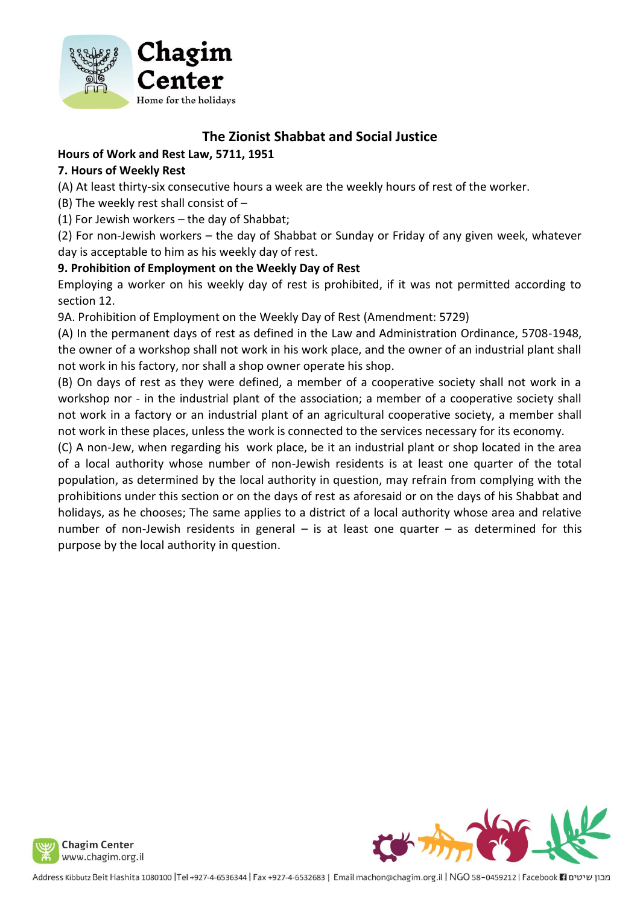## The Zionist Shabbat and Social Justice

**Hours of Work and Rest Law, 5711, 1951**

**7. Hours of Weekly Rest**

(A) At least thirty-six consecutive hours a week are the weekly hours of rest of the worker.

(B) The weekly rest shall consist of –

(1) For Jewish workers – the day of Shabbat;

(2) For non-Jewish workers – the day of Shabbat or Sunday or Friday of any given week, whatever day is acceptable to him as his weekly day of rest.

**9. Prohibition of Employment on the Weekly Day of Rest**

Employing a worker on his weekly day of rest is prohibited, if it was not permitted according to section 12.

9A. Prohibition of Employment on the Weekly Day of Rest (Amendment: 5729)

(A) In the permanent days of rest as defined in the Law and Administration Ordinance, 5708-1948, the owner of a workshop shall not work in his work place, and the owner of an industrial plant shall not work in his factory, nor shall a shop owner operate his shop.

(B) On days of rest as they were defined, a member of a cooperative society shall not work in a workshop nor - in the industrial plant of the association; a member of a cooperative society shall not work in a factory or an industrial plant of an agricultural cooperative society, a member shall not work in these places, unless the work is connected to the services necessary for its economy.

(C) A non-Jew, when regarding his work place, be it an industrial plant or shop located in the area of a local authority whose number of non-Jewish residents is at least one quarter of the total population, as determined by the local authority in question, may refrain from complying with the prohibitions under this section or on the days of rest as aforesaid or on the days of his Shabbat and holidays, as he chooses; The same applies to a district of a local authority whose area and relative number of non-Jewish residents in general – is at least one quarter – as determined for this purpose by the local authority in question.